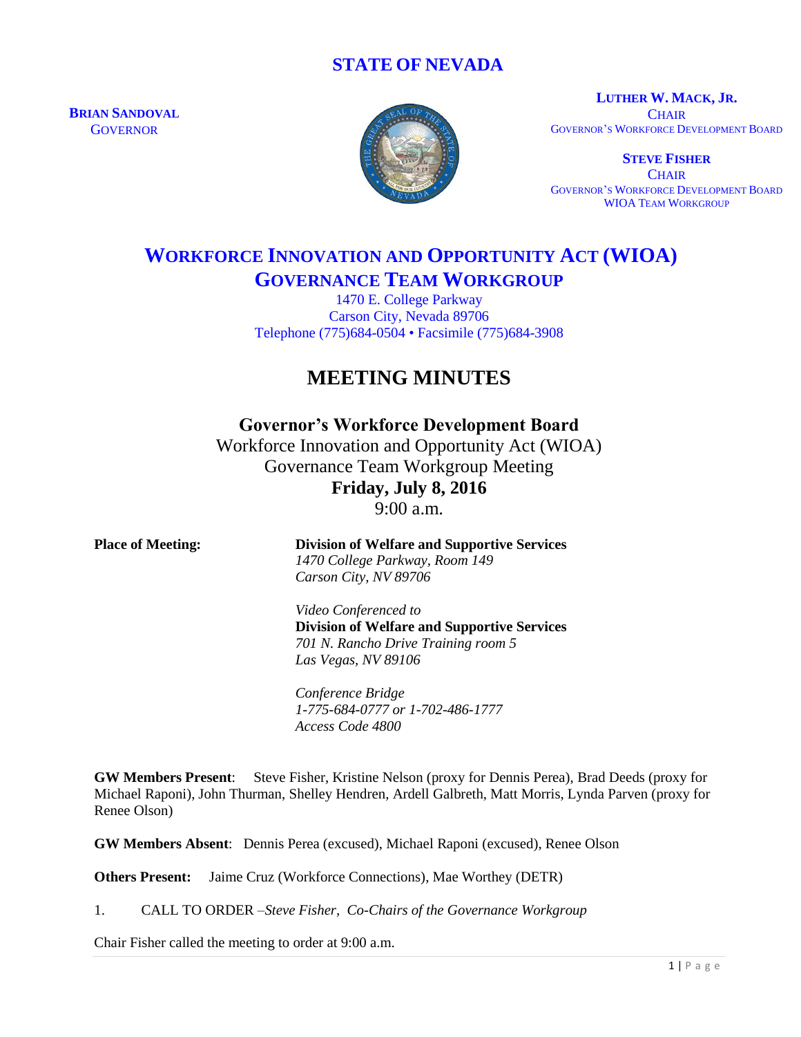# STATE OF NEVADA

**BRIAN SANDOVAL**
GOVERNOR

**LUTHER W. MACK, JR.**
CHAIR
GOVERNOR'S WORKFORCE DEVELOPMENT BOARD

**STEVE FISHER**
CHAIR
GOVERNOR'S WORKFORCE DEVELOPMENT BOARD
WIOA TEAM WORKGROUP

## WORKFORCE INNOVATION AND OPPORTUNITY ACT (WIOA) GOVERNANCE TEAM WORKGROUP

1470 E. College Parkway
Carson City, Nevada 89706
Telephone (775)684-0504 • Facsimile (775)684-3908

# MEETING MINUTES

**Governor's Workforce Development Board**
Workforce Innovation and Opportunity Act (WIOA)
Governance Team Workgroup Meeting
**Friday, July 8, 2016**
9:00 a.m.

**Place of Meeting:**

**Division of Welfare and Supportive Services**
*1470 College Parkway, Room 149*
*Carson City, NV 89706*

*Video Conferenced to*
**Division of Welfare and Supportive Services**
*701 N. Rancho Drive Training room 5*
*Las Vegas, NV 89106*

*Conference Bridge*
*1-775-684-0777 or 1-702-486-1777*
*Access Code 4800*

**GW Members Present**: Steve Fisher, Kristine Nelson (proxy for Dennis Perea), Brad Deeds (proxy for Michael Raponi), John Thurman, Shelley Hendren, Ardell Galbreth, Matt Morris, Lynda Parven (proxy for Renee Olson)

**GW Members Absent**: Dennis Perea (excused), Michael Raponi (excused), Renee Olson

**Others Present:** Jaime Cruz (Workforce Connections), Mae Worthey (DETR)

1. CALL TO ORDER –*Steve Fisher, Co-Chairs of the Governance Workgroup*

Chair Fisher called the meeting to order at 9:00 a.m.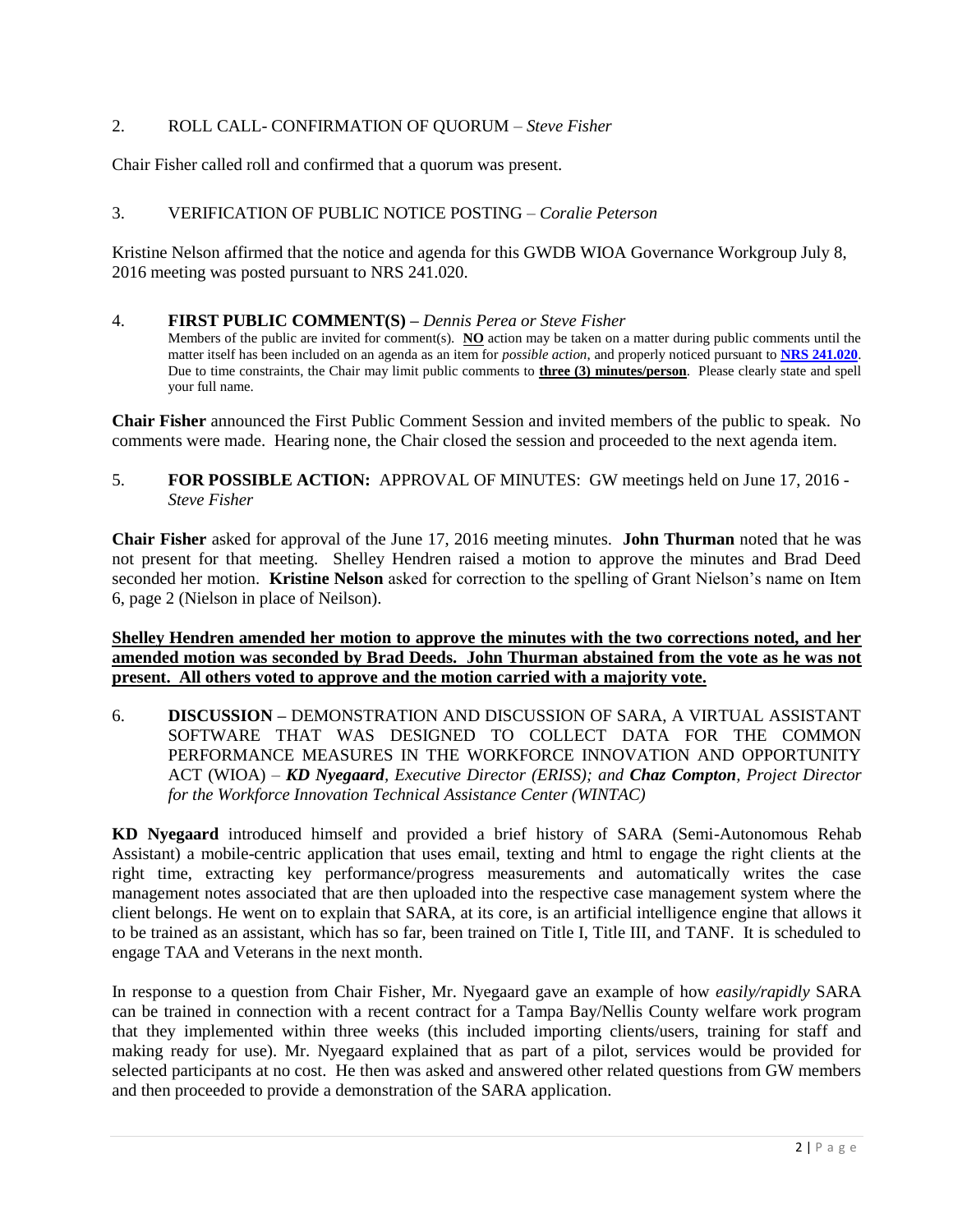2. ROLL CALL- CONFIRMATION OF QUORUM – *Steve Fisher*

Chair Fisher called roll and confirmed that a quorum was present.

3. VERIFICATION OF PUBLIC NOTICE POSTING – *Coralie Peterson*

Kristine Nelson affirmed that the notice and agenda for this GWDB WIOA Governance Workgroup July 8, 2016 meeting was posted pursuant to NRS 241.020.

4. **FIRST PUBLIC COMMENT(S) –** *Dennis Perea or Steve Fisher*

Members of the public are invited for comment(s). **NO** action may be taken on a matter during public comments until the matter itself has been included on an agenda as an item for *possible action*, and properly noticed pursuant to **NRS 241.020**. Due to time constraints, the Chair may limit public comments to **three (3) minutes/person**. Please clearly state and spell your full name.

**Chair Fisher** announced the First Public Comment Session and invited members of the public to speak. No comments were made. Hearing none, the Chair closed the session and proceeded to the next agenda item.

5. **FOR POSSIBLE ACTION:** APPROVAL OF MINUTES: GW meetings held on June 17, 2016 - *Steve Fisher*

**Chair Fisher** asked for approval of the June 17, 2016 meeting minutes. **John Thurman** noted that he was not present for that meeting. Shelley Hendren raised a motion to approve the minutes and Brad Deed seconded her motion. **Kristine Nelson** asked for correction to the spelling of Grant Nielson's name on Item 6, page 2 (Nielson in place of Neilson).

**Shelley Hendren amended her motion to approve the minutes with the two corrections noted, and her amended motion was seconded by Brad Deeds. John Thurman abstained from the vote as he was not present. All others voted to approve and the motion carried with a majority vote.**

6. **DISCUSSION –** DEMONSTRATION AND DISCUSSION OF SARA, A VIRTUAL ASSISTANT SOFTWARE THAT WAS DESIGNED TO COLLECT DATA FOR THE COMMON PERFORMANCE MEASURES IN THE WORKFORCE INNOVATION AND OPPORTUNITY ACT (WIOA) – ***KD Nyegaard****, Executive Director (ERISS); and* ***Chaz Compton****, Project Director for the Workforce Innovation Technical Assistance Center (WINTAC)*

**KD Nyegaard** introduced himself and provided a brief history of SARA (Semi-Autonomous Rehab Assistant) a mobile-centric application that uses email, texting and html to engage the right clients at the right time, extracting key performance/progress measurements and automatically writes the case management notes associated that are then uploaded into the respective case management system where the client belongs. He went on to explain that SARA, at its core, is an artificial intelligence engine that allows it to be trained as an assistant, which has so far, been trained on Title I, Title III, and TANF. It is scheduled to engage TAA and Veterans in the next month.

In response to a question from Chair Fisher, Mr. Nyegaard gave an example of how *easily/rapidly* SARA can be trained in connection with a recent contract for a Tampa Bay/Nellis County welfare work program that they implemented within three weeks (this included importing clients/users, training for staff and making ready for use). Mr. Nyegaard explained that as part of a pilot, services would be provided for selected participants at no cost. He then was asked and answered other related questions from GW members and then proceeded to provide a demonstration of the SARA application.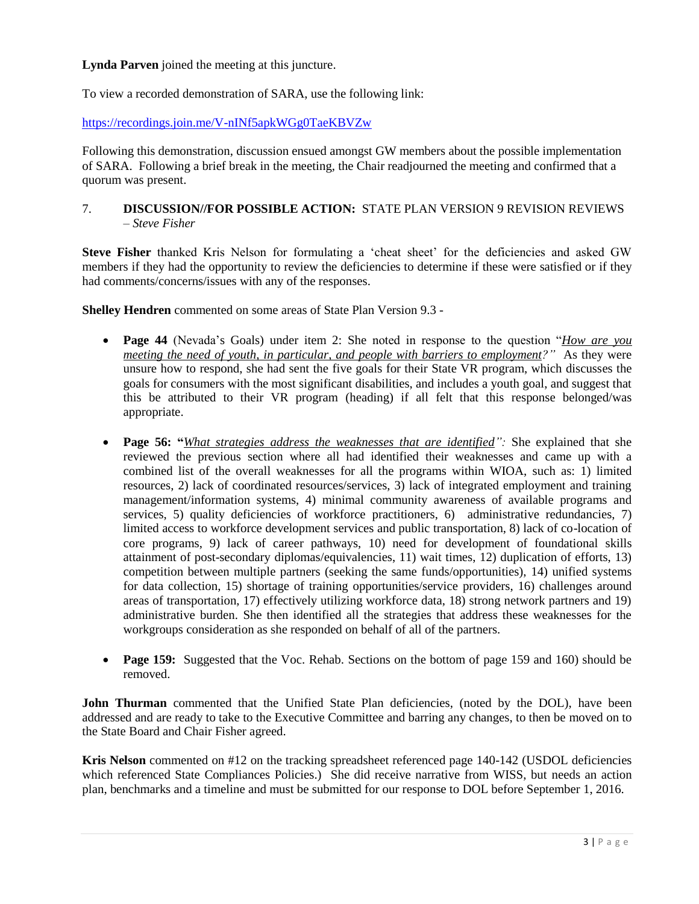**Lynda Parven** joined the meeting at this juncture.

To view a recorded demonstration of SARA, use the following link:

https://recordings.join.me/V-nINf5apkWGg0TaeKBVZw

Following this demonstration, discussion ensued amongst GW members about the possible implementation of SARA. Following a brief break in the meeting, the Chair readjourned the meeting and confirmed that a quorum was present.

7. **DISCUSSION//FOR POSSIBLE ACTION:** STATE PLAN VERSION 9 REVISION REVIEWS – *Steve Fisher*

**Steve Fisher** thanked Kris Nelson for formulating a 'cheat sheet' for the deficiencies and asked GW members if they had the opportunity to review the deficiencies to determine if these were satisfied or if they had comments/concerns/issues with any of the responses.

**Shelley Hendren** commented on some areas of State Plan Version 9.3 -

- **Page 44** (Nevada's Goals) under item 2: She noted in response to the question "*How are you meeting the need of youth, in particular, and people with barriers to employment?"* As they were unsure how to respond, she had sent the five goals for their State VR program, which discusses the goals for consumers with the most significant disabilities, and includes a youth goal, and suggest that this be attributed to their VR program (heading) if all felt that this response belonged/was appropriate.

- **Page 56: "***What strategies address the weaknesses that are identified":* She explained that she reviewed the previous section where all had identified their weaknesses and came up with a combined list of the overall weaknesses for all the programs within WIOA, such as: 1) limited resources, 2) lack of coordinated resources/services, 3) lack of integrated employment and training management/information systems, 4) minimal community awareness of available programs and services, 5) quality deficiencies of workforce practitioners, 6) administrative redundancies, 7) limited access to workforce development services and public transportation, 8) lack of co-location of core programs, 9) lack of career pathways, 10) need for development of foundational skills attainment of post-secondary diplomas/equivalencies, 11) wait times, 12) duplication of efforts, 13) competition between multiple partners (seeking the same funds/opportunities), 14) unified systems for data collection, 15) shortage of training opportunities/service providers, 16) challenges around areas of transportation, 17) effectively utilizing workforce data, 18) strong network partners and 19) administrative burden. She then identified all the strategies that address these weaknesses for the workgroups consideration as she responded on behalf of all of the partners.

- **Page 159:** Suggested that the Voc. Rehab. Sections on the bottom of page 159 and 160) should be removed.

**John Thurman** commented that the Unified State Plan deficiencies, (noted by the DOL), have been addressed and are ready to take to the Executive Committee and barring any changes, to then be moved on to the State Board and Chair Fisher agreed.

**Kris Nelson** commented on #12 on the tracking spreadsheet referenced page 140-142 (USDOL deficiencies which referenced State Compliances Policies.) She did receive narrative from WISS, but needs an action plan, benchmarks and a timeline and must be submitted for our response to DOL before September 1, 2016.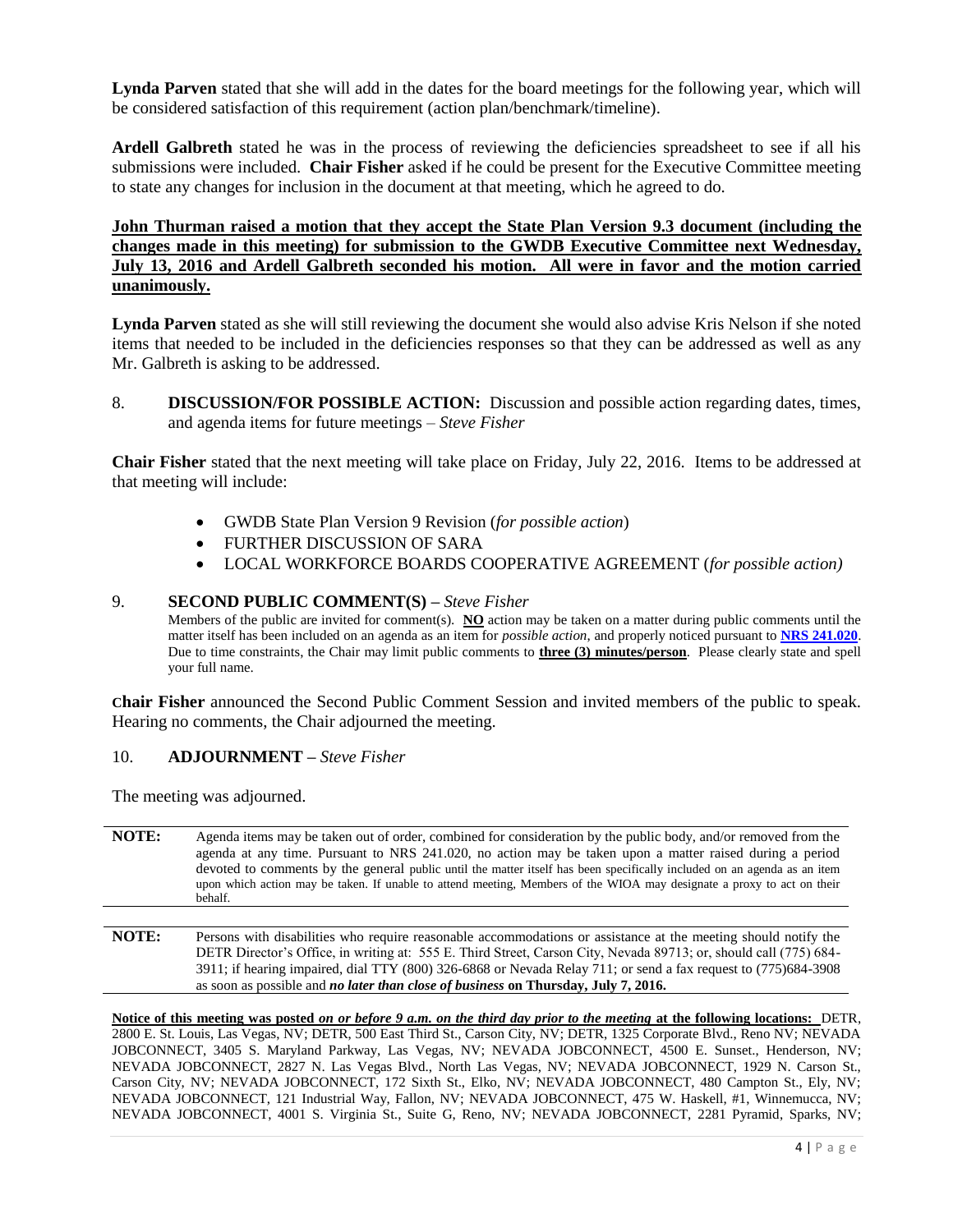**Lynda Parven** stated that she will add in the dates for the board meetings for the following year, which will be considered satisfaction of this requirement (action plan/benchmark/timeline).

**Ardell Galbreth** stated he was in the process of reviewing the deficiencies spreadsheet to see if all his submissions were included. **Chair Fisher** asked if he could be present for the Executive Committee meeting to state any changes for inclusion in the document at that meeting, which he agreed to do.

**John Thurman raised a motion that they accept the State Plan Version 9.3 document (including the changes made in this meeting) for submission to the GWDB Executive Committee next Wednesday, July 13, 2016 and Ardell Galbreth seconded his motion. All were in favor and the motion carried unanimously.**

**Lynda Parven** stated as she will still reviewing the document she would also advise Kris Nelson if she noted items that needed to be included in the deficiencies responses so that they can be addressed as well as any Mr. Galbreth is asking to be addressed.

8. **DISCUSSION/FOR POSSIBLE ACTION:** Discussion and possible action regarding dates, times, and agenda items for future meetings – *Steve Fisher*

**Chair Fisher** stated that the next meeting will take place on Friday, July 22, 2016. Items to be addressed at that meeting will include:

- GWDB State Plan Version 9 Revision (*for possible action*)
- FURTHER DISCUSSION OF SARA
- LOCAL WORKFORCE BOARDS COOPERATIVE AGREEMENT (*for possible action)*

9. **SECOND PUBLIC COMMENT(S)** – *Steve Fisher*

   Members of the public are invited for comment(s). **NO** action may be taken on a matter during public comments until the matter itself has been included on an agenda as an item for *possible action*, and properly noticed pursuant to **NRS 241.020**. Due to time constraints, the Chair may limit public comments to **three (3) minutes/person**. Please clearly state and spell your full name.

**Chair Fisher** announced the Second Public Comment Session and invited members of the public to speak. Hearing no comments, the Chair adjourned the meeting.

10. **ADJOURNMENT** – *Steve Fisher*

The meeting was adjourned.

**NOTE:** Agenda items may be taken out of order, combined for consideration by the public body, and/or removed from the agenda at any time. Pursuant to NRS 241.020, no action may be taken upon a matter raised during a period devoted to comments by the general public until the matter itself has been specifically included on an agenda as an item upon which action may be taken. If unable to attend meeting, Members of the WIOA may designate a proxy to act on their behalf.

**NOTE:** Persons with disabilities who require reasonable accommodations or assistance at the meeting should notify the DETR Director's Office, in writing at: 555 E. Third Street, Carson City, Nevada 89713; or, should call (775) 684-3911; if hearing impaired, dial TTY (800) 326-6868 or Nevada Relay 711; or send a fax request to (775)684-3908 as soon as possible and ***no later than close of business*** **on Thursday, July 7, 2016.**

**Notice of this meeting was posted *on or before 9 a.m. on the third day prior to the meeting* at the following locations:** DETR, 2800 E. St. Louis, Las Vegas, NV; DETR, 500 East Third St., Carson City, NV; DETR, 1325 Corporate Blvd., Reno NV; NEVADA JOBCONNECT, 3405 S. Maryland Parkway, Las Vegas, NV; NEVADA JOBCONNECT, 4500 E. Sunset., Henderson, NV; NEVADA JOBCONNECT, 2827 N. Las Vegas Blvd., North Las Vegas, NV; NEVADA JOBCONNECT, 1929 N. Carson St., Carson City, NV; NEVADA JOBCONNECT, 172 Sixth St., Elko, NV; NEVADA JOBCONNECT, 480 Campton St., Ely, NV; NEVADA JOBCONNECT, 121 Industrial Way, Fallon, NV; NEVADA JOBCONNECT, 475 W. Haskell, #1, Winnemucca, NV; NEVADA JOBCONNECT, 4001 S. Virginia St., Suite G, Reno, NV; NEVADA JOBCONNECT, 2281 Pyramid, Sparks, NV;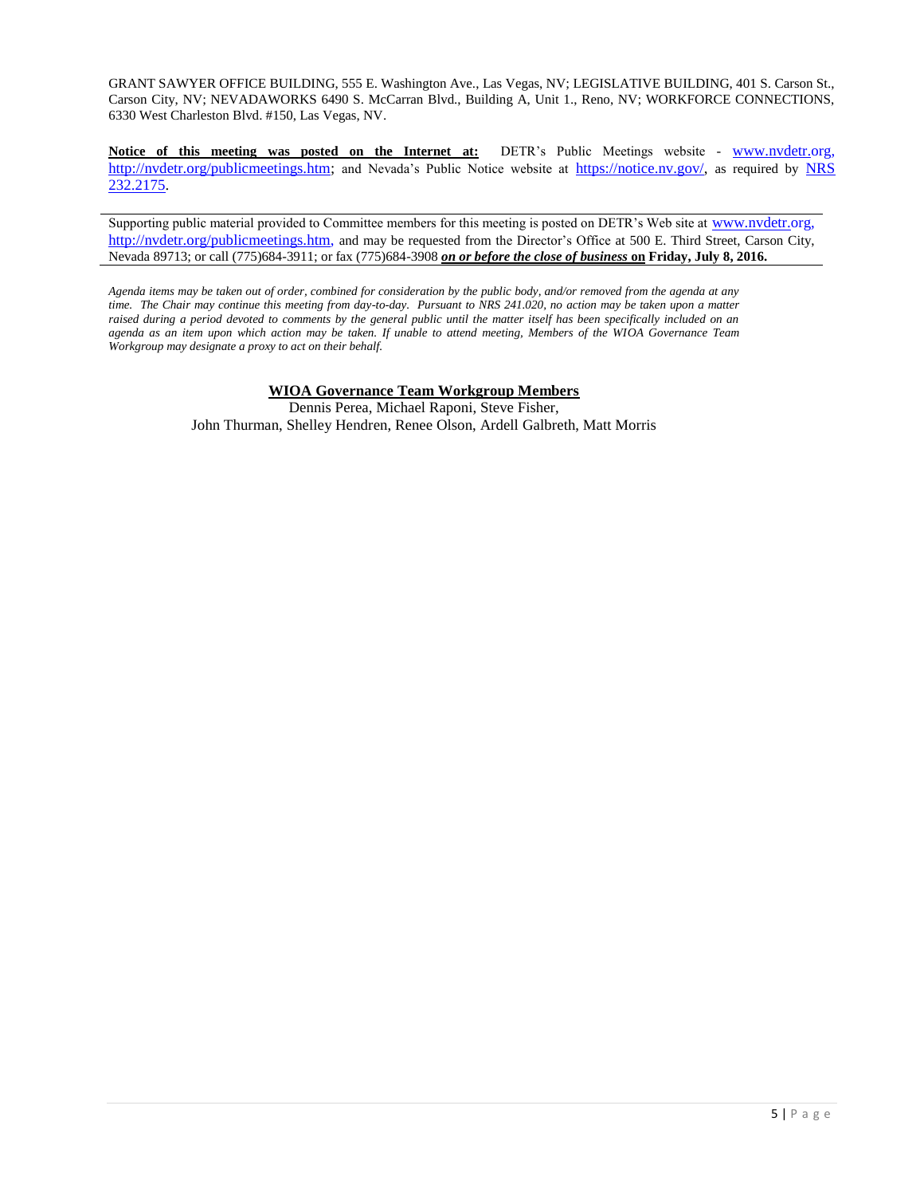GRANT SAWYER OFFICE BUILDING, 555 E. Washington Ave., Las Vegas, NV; LEGISLATIVE BUILDING, 401 S. Carson St., Carson City, NV; NEVADAWORKS 6490 S. McCarran Blvd., Building A, Unit 1., Reno, NV; WORKFORCE CONNECTIONS, 6330 West Charleston Blvd. #150, Las Vegas, NV.

**Notice of this meeting was posted on the Internet at:** DETR's Public Meetings website - www.nvdetr.org, http://nvdetr.org/publicmeetings.htm; and Nevada's Public Notice website at https://notice.nv.gov/, as required by NRS 232.2175.

---

Supporting public material provided to Committee members for this meeting is posted on DETR's Web site at www.nvdetr.org, http://nvdetr.org/publicmeetings.htm, and may be requested from the Director's Office at 500 E. Third Street, Carson City, Nevada 89713; or call (775)684-3911; or fax (775)684-3908 ***on or before the close of business* on Friday, July 8, 2016.**

---

*Agenda items may be taken out of order, combined for consideration by the public body, and/or removed from the agenda at any time. The Chair may continue this meeting from day-to-day. Pursuant to NRS 241.020, no action may be taken upon a matter raised during a period devoted to comments by the general public until the matter itself has been specifically included on an agenda as an item upon which action may be taken. If unable to attend meeting, Members of the WIOA Governance Team Workgroup may designate a proxy to act on their behalf.*

**WIOA Governance Team Workgroup Members**

Dennis Perea, Michael Raponi, Steve Fisher,
John Thurman, Shelley Hendren, Renee Olson, Ardell Galbreth, Matt Morris